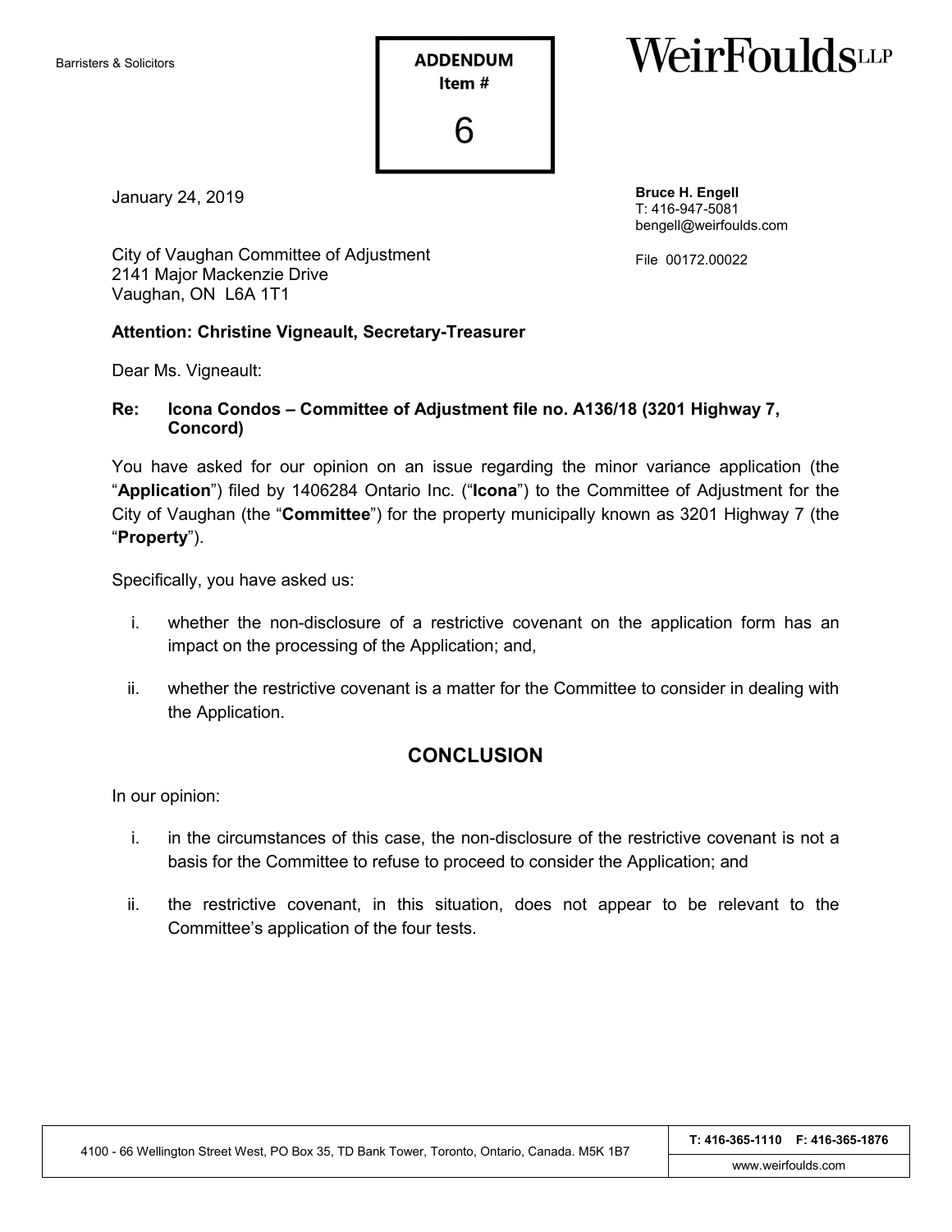Barristers & Solicitors

**ADDENDUM**
**Item #**
6

# WeirFoulds LLP

January 24, 2019

**Bruce H. Engell**
T: 416-947-5081
bengell@weirfoulds.com

File 00172.00022

City of Vaughan Committee of Adjustment
2141 Major Mackenzie Drive
Vaughan, ON L6A 1T1

**Attention: Christine Vigneault, Secretary-Treasurer**

Dear Ms. Vigneault:

**Re: Icona Condos – Committee of Adjustment file no. A136/18 (3201 Highway 7, Concord)**

You have asked for our opinion on an issue regarding the minor variance application (the "**Application**") filed by 1406284 Ontario Inc. ("**Icona**") to the Committee of Adjustment for the City of Vaughan (the "**Committee**") for the property municipally known as 3201 Highway 7 (the "**Property**").

Specifically, you have asked us:

i. whether the non-disclosure of a restrictive covenant on the application form has an impact on the processing of the Application; and,

ii. whether the restrictive covenant is a matter for the Committee to consider in dealing with the Application.

## CONCLUSION

In our opinion:

i. in the circumstances of this case, the non-disclosure of the restrictive covenant is not a basis for the Committee to refuse to proceed to consider the Application; and

ii. the restrictive covenant, in this situation, does not appear to be relevant to the Committee's application of the four tests.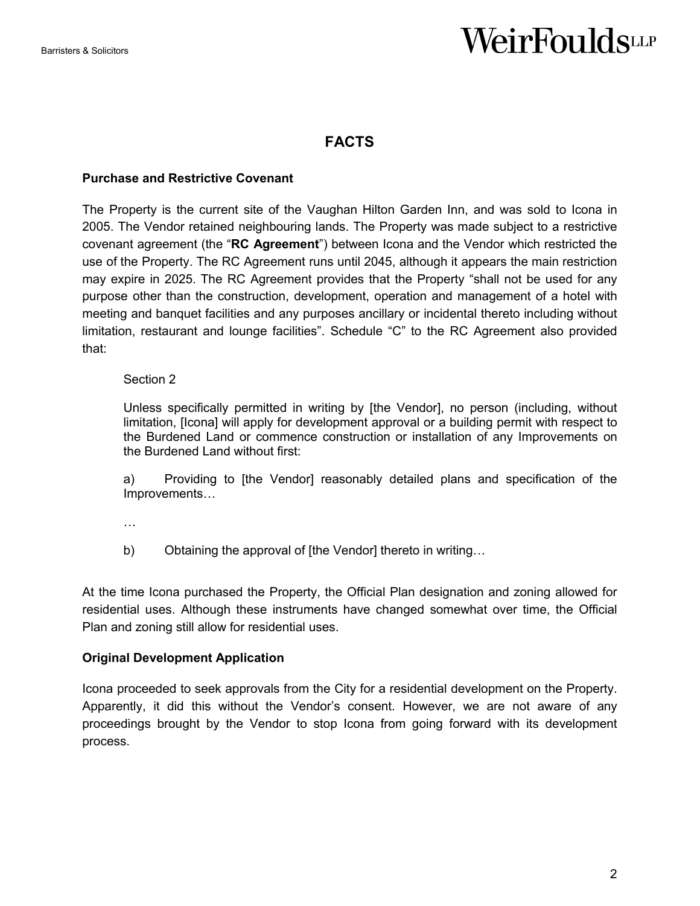## FACTS

### Purchase and Restrictive Covenant

The Property is the current site of the Vaughan Hilton Garden Inn, and was sold to Icona in 2005. The Vendor retained neighbouring lands. The Property was made subject to a restrictive covenant agreement (the "**RC Agreement**") between Icona and the Vendor which restricted the use of the Property. The RC Agreement runs until 2045, although it appears the main restriction may expire in 2025. The RC Agreement provides that the Property "shall not be used for any purpose other than the construction, development, operation and management of a hotel with meeting and banquet facilities and any purposes ancillary or incidental thereto including without limitation, restaurant and lounge facilities". Schedule "C" to the RC Agreement also provided that:

> Section 2
>
> Unless specifically permitted in writing by [the Vendor], no person (including, without limitation, [Icona] will apply for development approval or a building permit with respect to the Burdened Land or commence construction or installation of any Improvements on the Burdened Land without first:
>
> a) Providing to [the Vendor] reasonably detailed plans and specification of the Improvements…
>
> …
>
> b) Obtaining the approval of [the Vendor] thereto in writing…

At the time Icona purchased the Property, the Official Plan designation and zoning allowed for residential uses. Although these instruments have changed somewhat over time, the Official Plan and zoning still allow for residential uses.

### Original Development Application

Icona proceeded to seek approvals from the City for a residential development on the Property. Apparently, it did this without the Vendor's consent. However, we are not aware of any proceedings brought by the Vendor to stop Icona from going forward with its development process.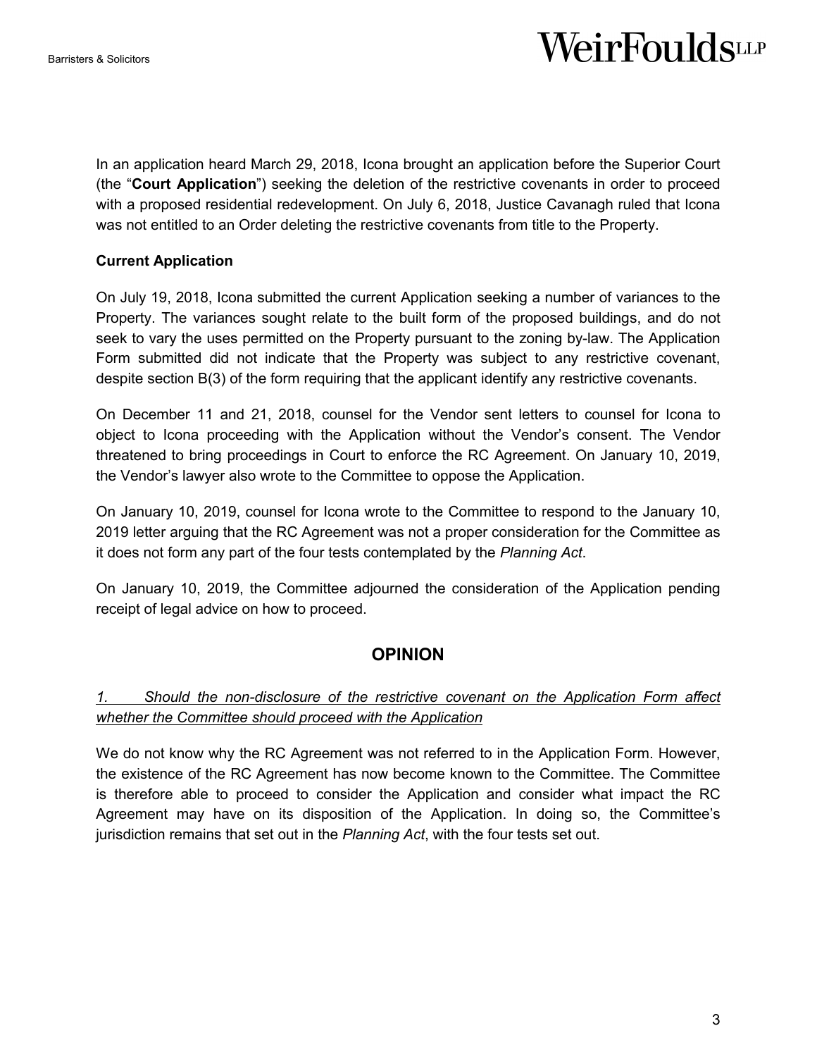In an application heard March 29, 2018, Icona brought an application before the Superior Court (the "**Court Application**") seeking the deletion of the restrictive covenants in order to proceed with a proposed residential redevelopment. On July 6, 2018, Justice Cavanagh ruled that Icona was not entitled to an Order deleting the restrictive covenants from title to the Property.

**Current Application**

On July 19, 2018, Icona submitted the current Application seeking a number of variances to the Property. The variances sought relate to the built form of the proposed buildings, and do not seek to vary the uses permitted on the Property pursuant to the zoning by-law. The Application Form submitted did not indicate that the Property was subject to any restrictive covenant, despite section B(3) of the form requiring that the applicant identify any restrictive covenants.

On December 11 and 21, 2018, counsel for the Vendor sent letters to counsel for Icona to object to Icona proceeding with the Application without the Vendor's consent. The Vendor threatened to bring proceedings in Court to enforce the RC Agreement. On January 10, 2019, the Vendor's lawyer also wrote to the Committee to oppose the Application.

On January 10, 2019, counsel for Icona wrote to the Committee to respond to the January 10, 2019 letter arguing that the RC Agreement was not a proper consideration for the Committee as it does not form any part of the four tests contemplated by the *Planning Act*.

On January 10, 2019, the Committee adjourned the consideration of the Application pending receipt of legal advice on how to proceed.

## OPINION

*1. Should the non-disclosure of the restrictive covenant on the Application Form affect whether the Committee should proceed with the Application*

We do not know why the RC Agreement was not referred to in the Application Form. However, the existence of the RC Agreement has now become known to the Committee. The Committee is therefore able to proceed to consider the Application and consider what impact the RC Agreement may have on its disposition of the Application. In doing so, the Committee's jurisdiction remains that set out in the *Planning Act*, with the four tests set out.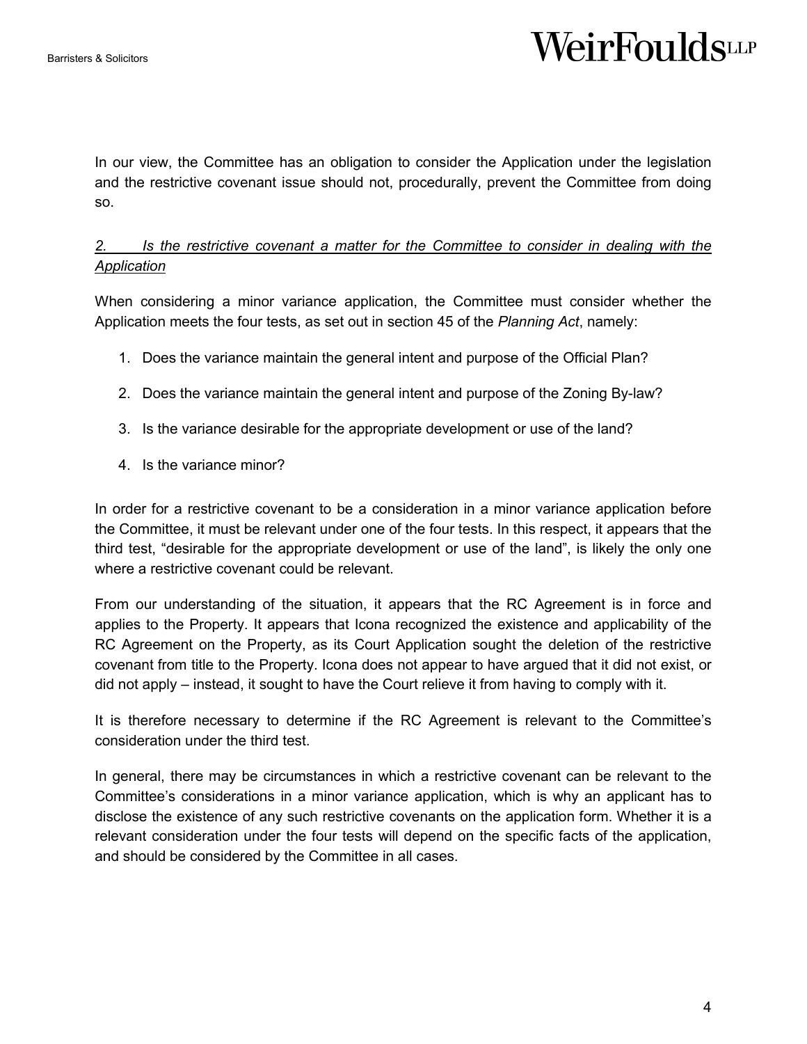In our view, the Committee has an obligation to consider the Application under the legislation and the restrictive covenant issue should not, procedurally, prevent the Committee from doing so.

*2. Is the restrictive covenant a matter for the Committee to consider in dealing with the Application*

When considering a minor variance application, the Committee must consider whether the Application meets the four tests, as set out in section 45 of the *Planning Act*, namely:

1. Does the variance maintain the general intent and purpose of the Official Plan?
2. Does the variance maintain the general intent and purpose of the Zoning By-law?
3. Is the variance desirable for the appropriate development or use of the land?
4. Is the variance minor?

In order for a restrictive covenant to be a consideration in a minor variance application before the Committee, it must be relevant under one of the four tests. In this respect, it appears that the third test, "desirable for the appropriate development or use of the land", is likely the only one where a restrictive covenant could be relevant.

From our understanding of the situation, it appears that the RC Agreement is in force and applies to the Property. It appears that Icona recognized the existence and applicability of the RC Agreement on the Property, as its Court Application sought the deletion of the restrictive covenant from title to the Property. Icona does not appear to have argued that it did not exist, or did not apply – instead, it sought to have the Court relieve it from having to comply with it.

It is therefore necessary to determine if the RC Agreement is relevant to the Committee's consideration under the third test.

In general, there may be circumstances in which a restrictive covenant can be relevant to the Committee's considerations in a minor variance application, which is why an applicant has to disclose the existence of any such restrictive covenants on the application form. Whether it is a relevant consideration under the four tests will depend on the specific facts of the application, and should be considered by the Committee in all cases.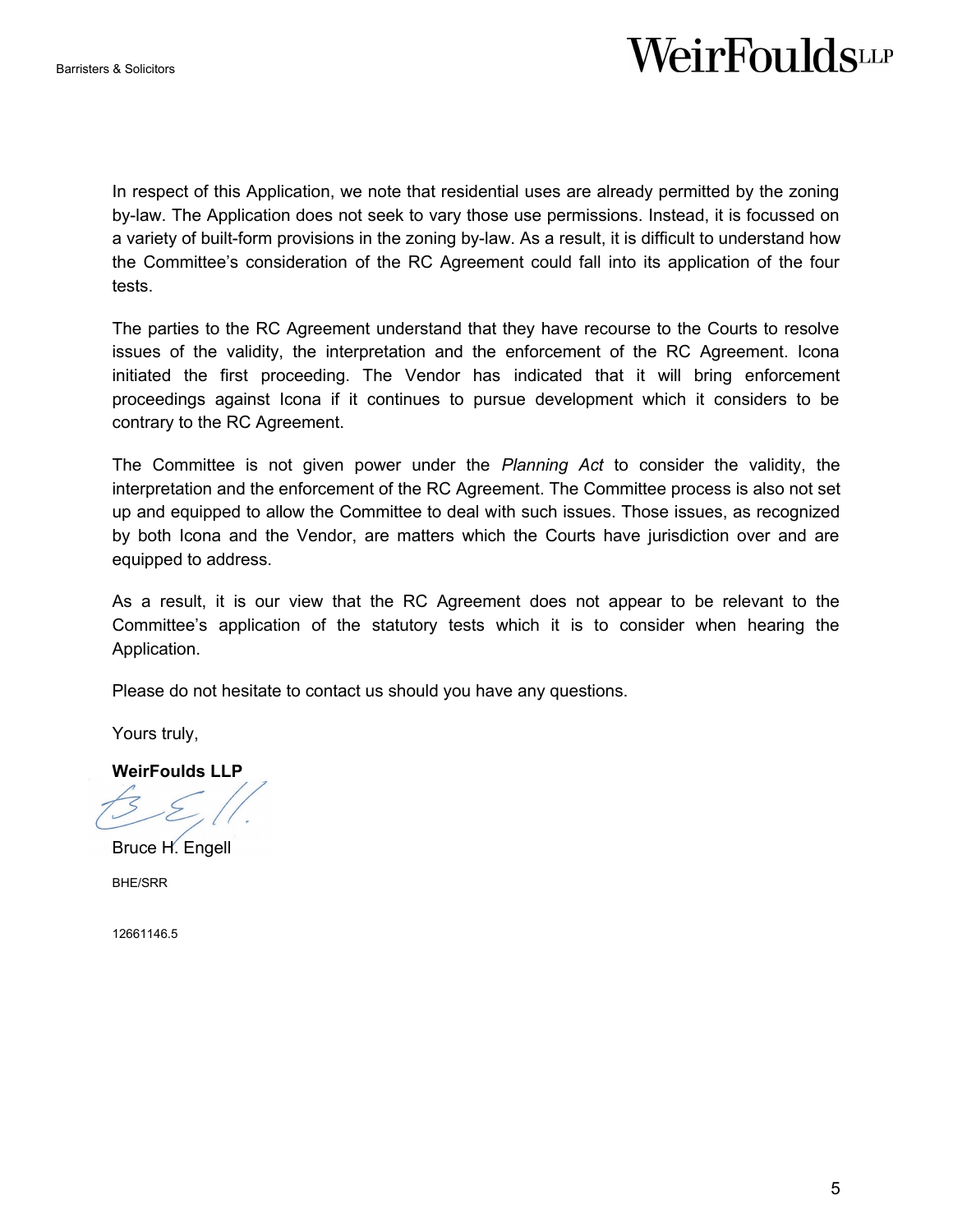In respect of this Application, we note that residential uses are already permitted by the zoning by-law. The Application does not seek to vary those use permissions. Instead, it is focussed on a variety of built-form provisions in the zoning by-law. As a result, it is difficult to understand how the Committee's consideration of the RC Agreement could fall into its application of the four tests.

The parties to the RC Agreement understand that they have recourse to the Courts to resolve issues of the validity, the interpretation and the enforcement of the RC Agreement. Icona initiated the first proceeding. The Vendor has indicated that it will bring enforcement proceedings against Icona if it continues to pursue development which it considers to be contrary to the RC Agreement.

The Committee is not given power under the *Planning Act* to consider the validity, the interpretation and the enforcement of the RC Agreement. The Committee process is also not set up and equipped to allow the Committee to deal with such issues. Those issues, as recognized by both Icona and the Vendor, are matters which the Courts have jurisdiction over and are equipped to address.

As a result, it is our view that the RC Agreement does not appear to be relevant to the Committee's application of the statutory tests which it is to consider when hearing the Application.

Please do not hesitate to contact us should you have any questions.

Yours truly,

**WeirFoulds LLP**

Bruce H. Engell

BHE/SRR

12661146.5